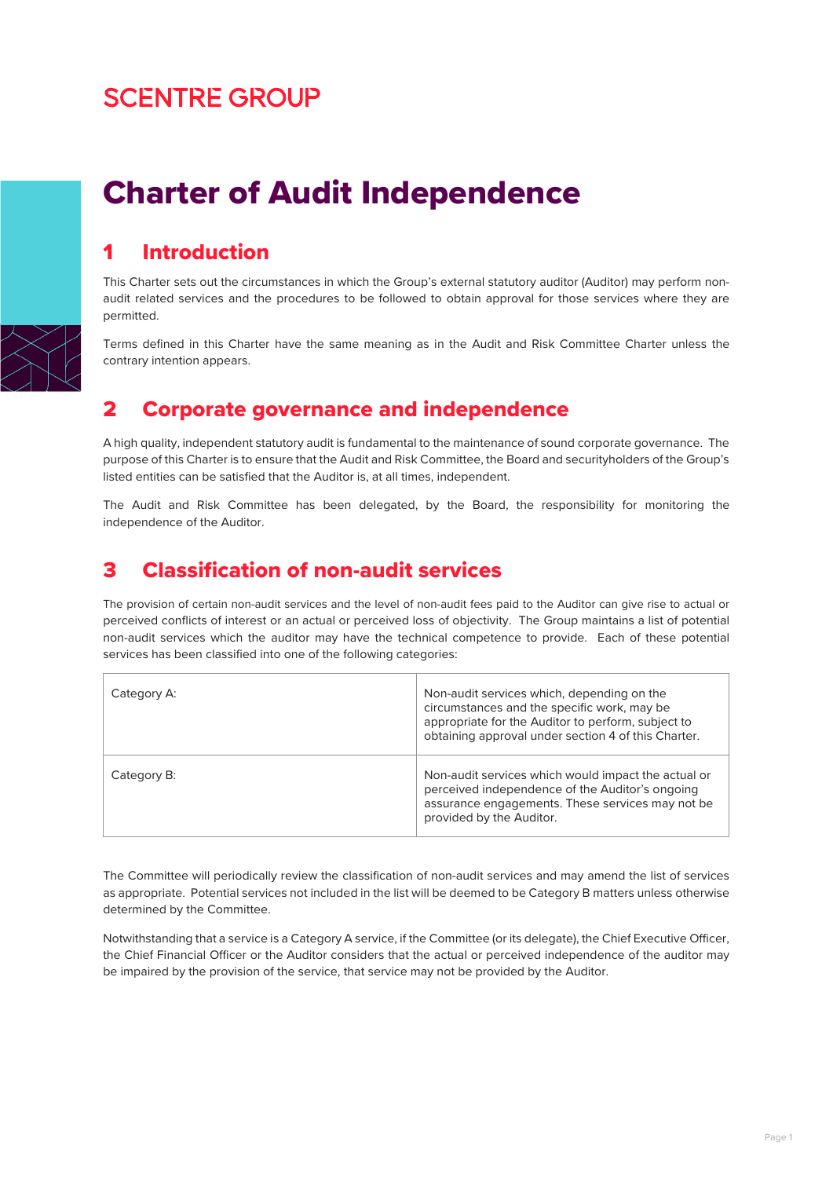SCENTRE GROUP

# Charter of Audit Independence

## 1 Introduction

This Charter sets out the circumstances in which the Group's external statutory auditor (Auditor) may perform non-audit related services and the procedures to be followed to obtain approval for those services where they are permitted.

Terms defined in this Charter have the same meaning as in the Audit and Risk Committee Charter unless the contrary intention appears.

## 2 Corporate governance and independence

A high quality, independent statutory audit is fundamental to the maintenance of sound corporate governance. The purpose of this Charter is to ensure that the Audit and Risk Committee, the Board and securityholders of the Group's listed entities can be satisfied that the Auditor is, at all times, independent.

The Audit and Risk Committee has been delegated, by the Board, the responsibility for monitoring the independence of the Auditor.

## 3 Classification of non-audit services

The provision of certain non-audit services and the level of non-audit fees paid to the Auditor can give rise to actual or perceived conflicts of interest or an actual or perceived loss of objectivity. The Group maintains a list of potential non-audit services which the auditor may have the technical competence to provide. Each of these potential services has been classified into one of the following categories:

| | |
|---|---|
| Category A: | Non-audit services which, depending on the circumstances and the specific work, may be appropriate for the Auditor to perform, subject to obtaining approval under section 4 of this Charter. |
| Category B: | Non-audit services which would impact the actual or perceived independence of the Auditor's ongoing assurance engagements. These services may not be provided by the Auditor. |

The Committee will periodically review the classification of non-audit services and may amend the list of services as appropriate. Potential services not included in the list will be deemed to be Category B matters unless otherwise determined by the Committee.

Notwithstanding that a service is a Category A service, if the Committee (or its delegate), the Chief Executive Officer, the Chief Financial Officer or the Auditor considers that the actual or perceived independence of the auditor may be impaired by the provision of the service, that service may not be provided by the Auditor.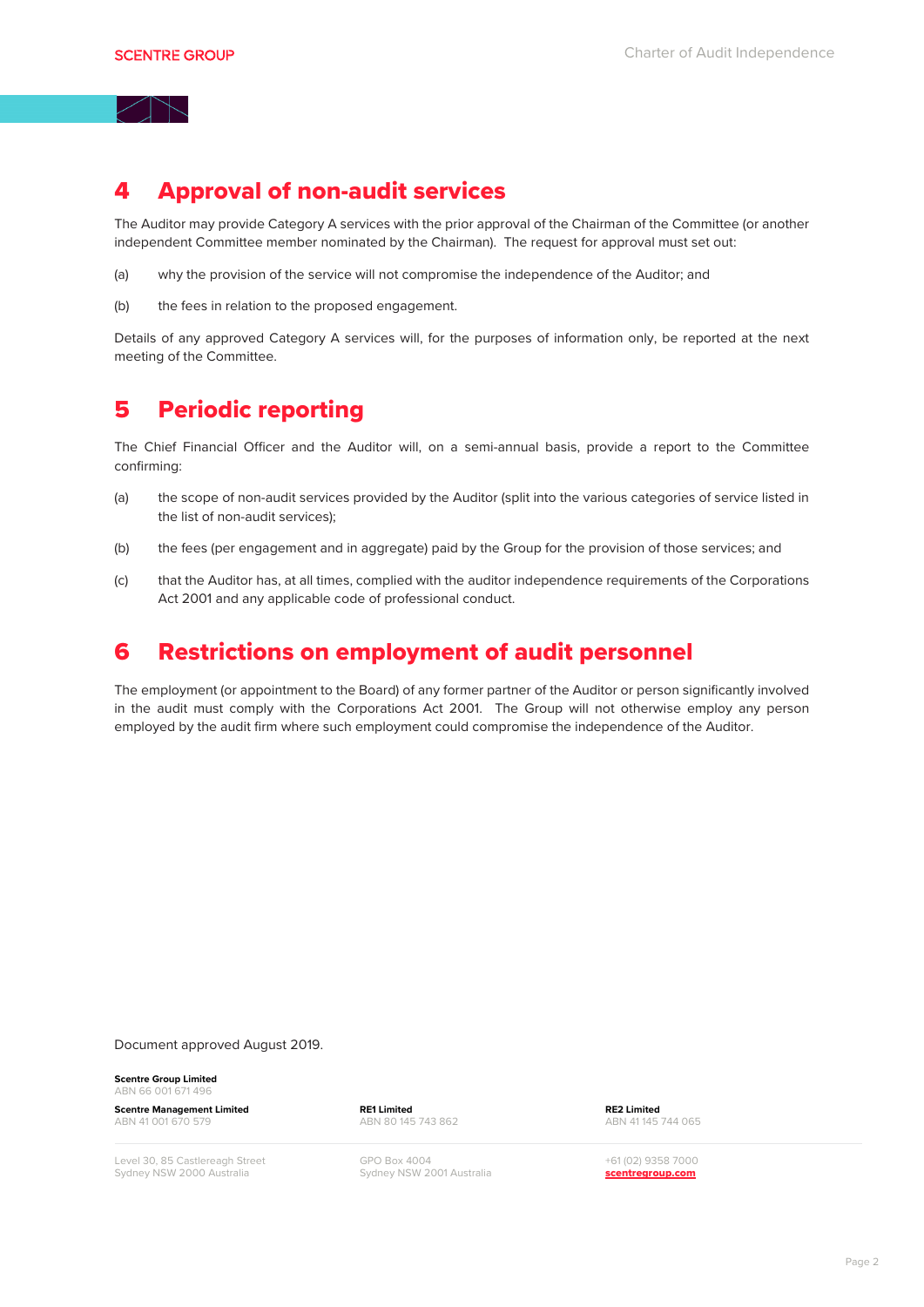## 4 Approval of non-audit services

The Auditor may provide Category A services with the prior approval of the Chairman of the Committee (or another independent Committee member nominated by the Chairman). The request for approval must set out:

(a) why the provision of the service will not compromise the independence of the Auditor; and

(b) the fees in relation to the proposed engagement.

Details of any approved Category A services will, for the purposes of information only, be reported at the next meeting of the Committee.

## 5 Periodic reporting

The Chief Financial Officer and the Auditor will, on a semi-annual basis, provide a report to the Committee confirming:

(a) the scope of non-audit services provided by the Auditor (split into the various categories of service listed in the list of non-audit services);

(b) the fees (per engagement and in aggregate) paid by the Group for the provision of those services; and

(c) that the Auditor has, at all times, complied with the auditor independence requirements of the Corporations Act 2001 and any applicable code of professional conduct.

## 6 Restrictions on employment of audit personnel

The employment (or appointment to the Board) of any former partner of the Auditor or person significantly involved in the audit must comply with the Corporations Act 2001. The Group will not otherwise employ any person employed by the audit firm where such employment could compromise the independence of the Auditor.

Document approved August 2019.

**Scentre Group Limited**
ABN 66 001 671 496

**Scentre Management Limited**
ABN 41 001 670 579

**RE1 Limited**
ABN 80 145 743 862

**RE2 Limited**
ABN 41 145 744 065

Level 30, 85 Castlereagh Street
Sydney NSW 2000 Australia

GPO Box 4004
Sydney NSW 2001 Australia

+61 (02) 9358 7000
scentregroup.com